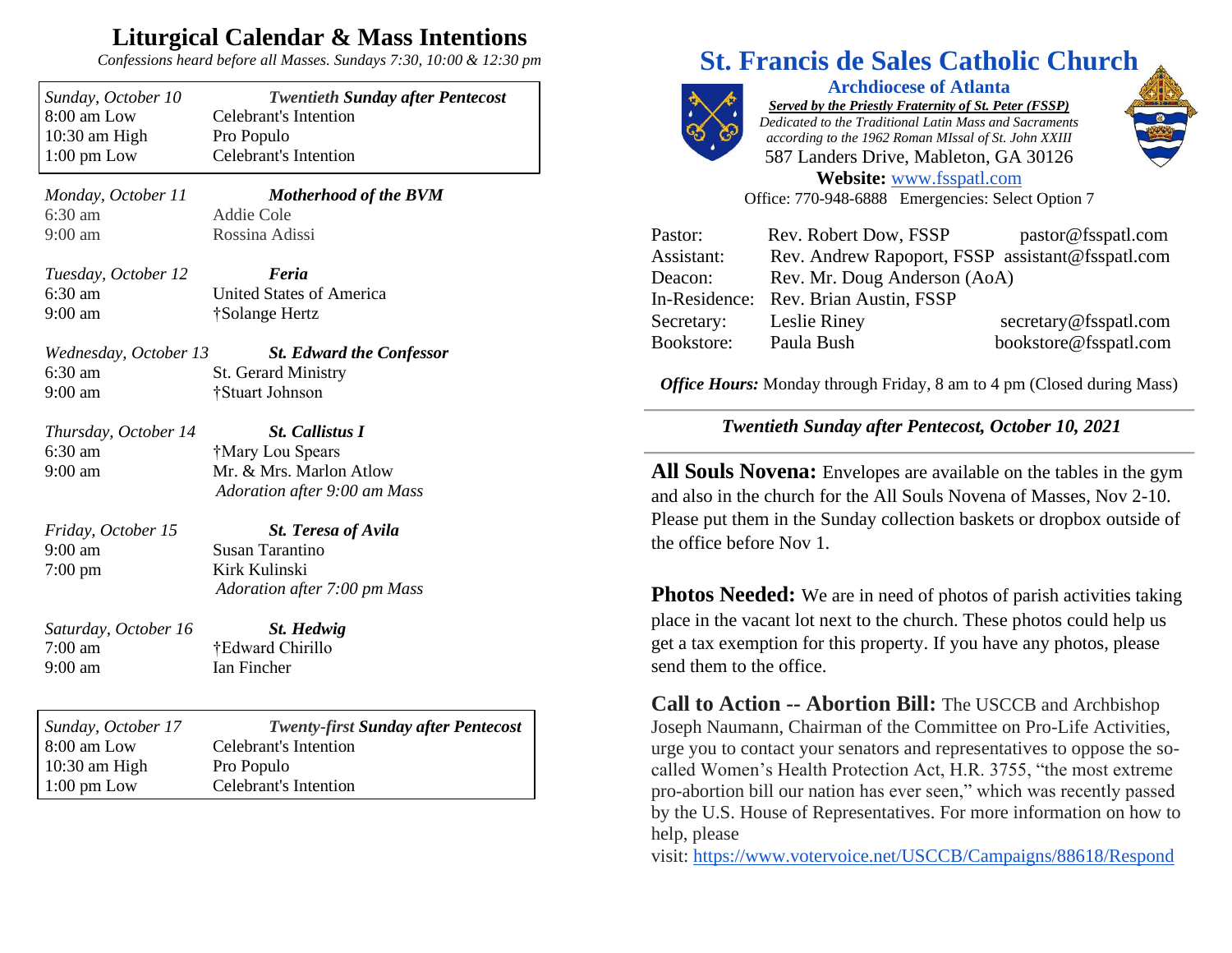# Liturgical Calendar & Mass Intentions

*Confessions heard before all Masses. Sundays 7:30, 10:00 & 12:30 pm*

| *Sunday, October 10* | ***Twentieth Sunday after Pentecost*** |
|---|---|
| 8:00 am Low | Celebrant's Intention |
| 10:30 am High | Pro Populo |
| 1:00 pm Low | Celebrant's Intention |

*Monday, October 11* — ***Motherhood of the BVM***
6:30 am — Addie Cole
9:00 am — Rossina Adissi

*Tuesday, October 12* — ***Feria***
6:30 am — United States of America
9:00 am — †Solange Hertz

*Wednesday, October 13* — ***St. Edward the Confessor***
6:30 am — St. Gerard Ministry
9:00 am — †Stuart Johnson

*Thursday, October 14* — ***St. Callistus I***
6:30 am — †Mary Lou Spears
9:00 am — Mr. & Mrs. Marlon Atlow
*Adoration after 9:00 am Mass*

*Friday, October 15* — ***St. Teresa of Avila***
9:00 am — Susan Tarantino
7:00 pm — Kirk Kulinski
*Adoration after 7:00 pm Mass*

*Saturday, October 16* — ***St. Hedwig***
7:00 am — †Edward Chirillo
9:00 am — Ian Fincher

| *Sunday, October 17* | ***Twenty-first Sunday after Pentecost*** |
|---|---|
| 8:00 am Low | Celebrant's Intention |
| 10:30 am High | Pro Populo |
| 1:00 pm Low | Celebrant's Intention |

# St. Francis de Sales Catholic Church

**Archdiocese of Atlanta**

***Served by the Priestly Fraternity of St. Peter (FSSP)***

*Dedicated to the Traditional Latin Mass and Sacraments according to the 1962 Roman MIssal of St. John XXIII*

587 Landers Drive, Mableton, GA 30126

**Website:** www.fsspatl.com

Office: 770-948-6888 Emergencies: Select Option 7

| | | |
|---|---|---|
| Pastor: | Rev. Robert Dow, FSSP | pastor@fsspatl.com |
| Assistant: | Rev. Andrew Rapoport, FSSP | assistant@fsspatl.com |
| Deacon: | Rev. Mr. Doug Anderson (AoA) | |
| In-Residence: | Rev. Brian Austin, FSSP | |
| Secretary: | Leslie Riney | secretary@fsspatl.com |
| Bookstore: | Paula Bush | bookstore@fsspatl.com |

***Office Hours:*** Monday through Friday, 8 am to 4 pm (Closed during Mass)

***Twentieth Sunday after Pentecost, October 10, 2021***

**All Souls Novena:** Envelopes are available on the tables in the gym and also in the church for the All Souls Novena of Masses, Nov 2-10. Please put them in the Sunday collection baskets or dropbox outside of the office before Nov 1.

**Photos Needed:** We are in need of photos of parish activities taking place in the vacant lot next to the church. These photos could help us get a tax exemption for this property. If you have any photos, please send them to the office.

**Call to Action -- Abortion Bill:** The USCCB and Archbishop Joseph Naumann, Chairman of the Committee on Pro-Life Activities, urge you to contact your senators and representatives to oppose the so-called Women's Health Protection Act, H.R. 3755, "the most extreme pro-abortion bill our nation has ever seen," which was recently passed by the U.S. House of Representatives. For more information on how to help, please visit: https://www.votervoice.net/USCCB/Campaigns/88618/Respond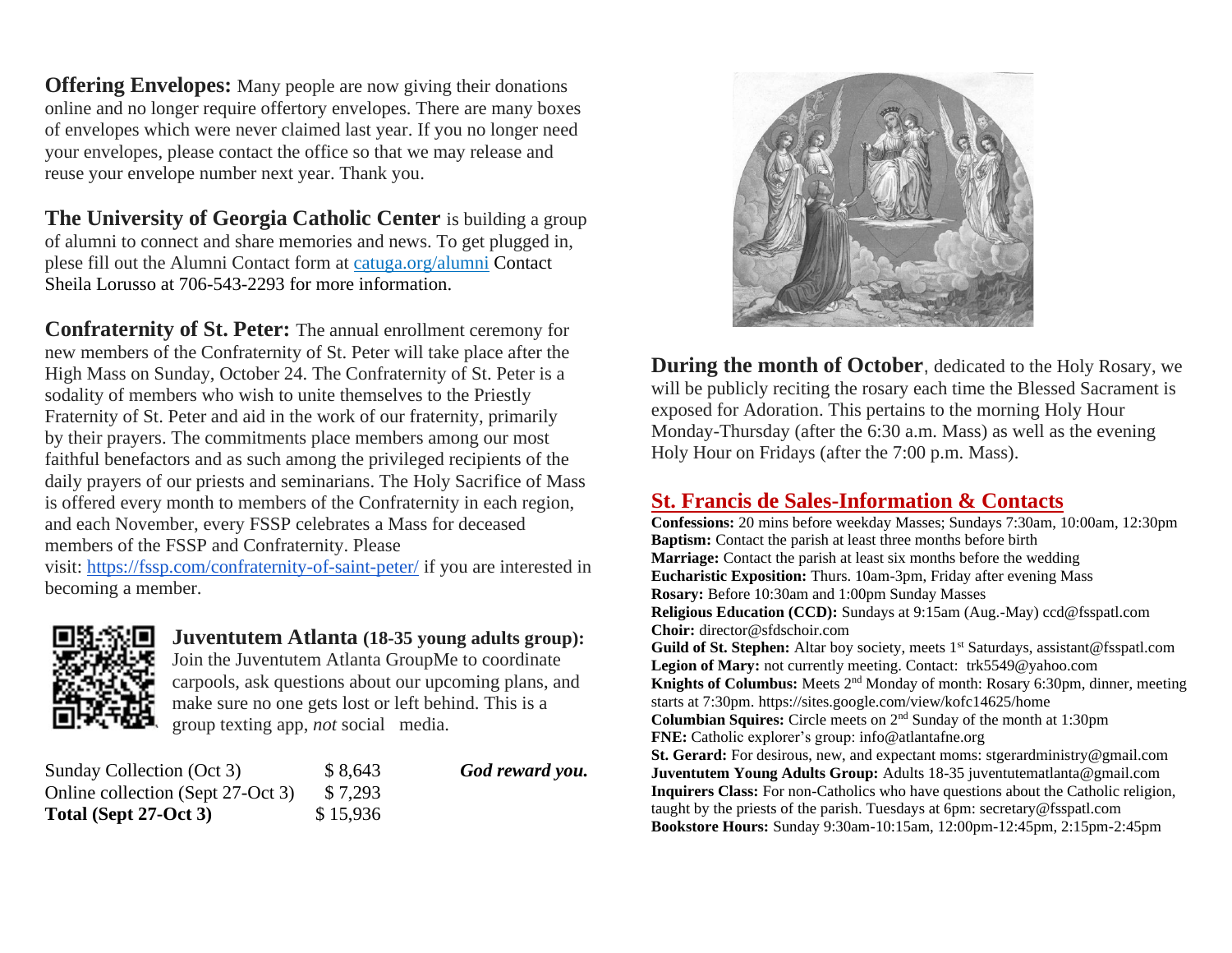**Offering Envelopes:** Many people are now giving their donations online and no longer require offertory envelopes. There are many boxes of envelopes which were never claimed last year. If you no longer need your envelopes, please contact the office so that we may release and reuse your envelope number next year. Thank you.

**The University of Georgia Catholic Center** is building a group of alumni to connect and share memories and news. To get plugged in, plese fill out the Alumni Contact form at catuga.org/alumni Contact Sheila Lorusso at 706-543-2293 for more information.

**Confraternity of St. Peter:** The annual enrollment ceremony for new members of the Confraternity of St. Peter will take place after the High Mass on Sunday, October 24. The Confraternity of St. Peter is a sodality of members who wish to unite themselves to the Priestly Fraternity of St. Peter and aid in the work of our fraternity, primarily by their prayers. The commitments place members among our most faithful benefactors and as such among the privileged recipients of the daily prayers of our priests and seminarians. The Holy Sacrifice of Mass is offered every month to members of the Confraternity in each region, and each November, every FSSP celebrates a Mass for deceased members of the FSSP and Confraternity. Please visit: https://fssp.com/confraternity-of-saint-peter/ if you are interested in becoming a member.

**Juventutem Atlanta (18-35 young adults group):** Join the Juventutem Atlanta GroupMe to coordinate carpools, ask questions about our upcoming plans, and make sure no one gets lost or left behind. This is a group texting app, *not* social media.

| | |
|---|---|
| Sunday Collection (Oct 3) | $ 8,643 |
| Online collection (Sept 27-Oct 3) | $ 7,293 |
| **Total (Sept 27-Oct 3)** | $ 15,936 |

***God reward you.***

**During the month of October**, dedicated to the Holy Rosary, we will be publicly reciting the rosary each time the Blessed Sacrament is exposed for Adoration. This pertains to the morning Holy Hour Monday-Thursday (after the 6:30 a.m. Mass) as well as the evening Holy Hour on Fridays (after the 7:00 p.m. Mass).

## St. Francis de Sales-Information & Contacts

**Confessions:** 20 mins before weekday Masses; Sundays 7:30am, 10:00am, 12:30pm
**Baptism:** Contact the parish at least three months before birth
**Marriage:** Contact the parish at least six months before the wedding
**Eucharistic Exposition:** Thurs. 10am-3pm, Friday after evening Mass
**Rosary:** Before 10:30am and 1:00pm Sunday Masses
**Religious Education (CCD):** Sundays at 9:15am (Aug.-May) ccd@fsspatl.com
**Choir:** director@sfdschoir.com
**Guild of St. Stephen:** Altar boy society, meets 1st Saturdays, assistant@fsspatl.com
**Legion of Mary:** not currently meeting. Contact: trk5549@yahoo.com
**Knights of Columbus:** Meets 2nd Monday of month: Rosary 6:30pm, dinner, meeting starts at 7:30pm. https://sites.google.com/view/kofc14625/home
**Columbian Squires:** Circle meets on 2nd Sunday of the month at 1:30pm
**FNE:** Catholic explorer's group: info@atlantafne.org
**St. Gerard:** For desirous, new, and expectant moms: stgerardministry@gmail.com
**Juventutem Young Adults Group:** Adults 18-35 juventutematlanta@gmail.com
**Inquirers Class:** For non-Catholics who have questions about the Catholic religion, taught by the priests of the parish. Tuesdays at 6pm: secretary@fsspatl.com
**Bookstore Hours:** Sunday 9:30am-10:15am, 12:00pm-12:45pm, 2:15pm-2:45pm